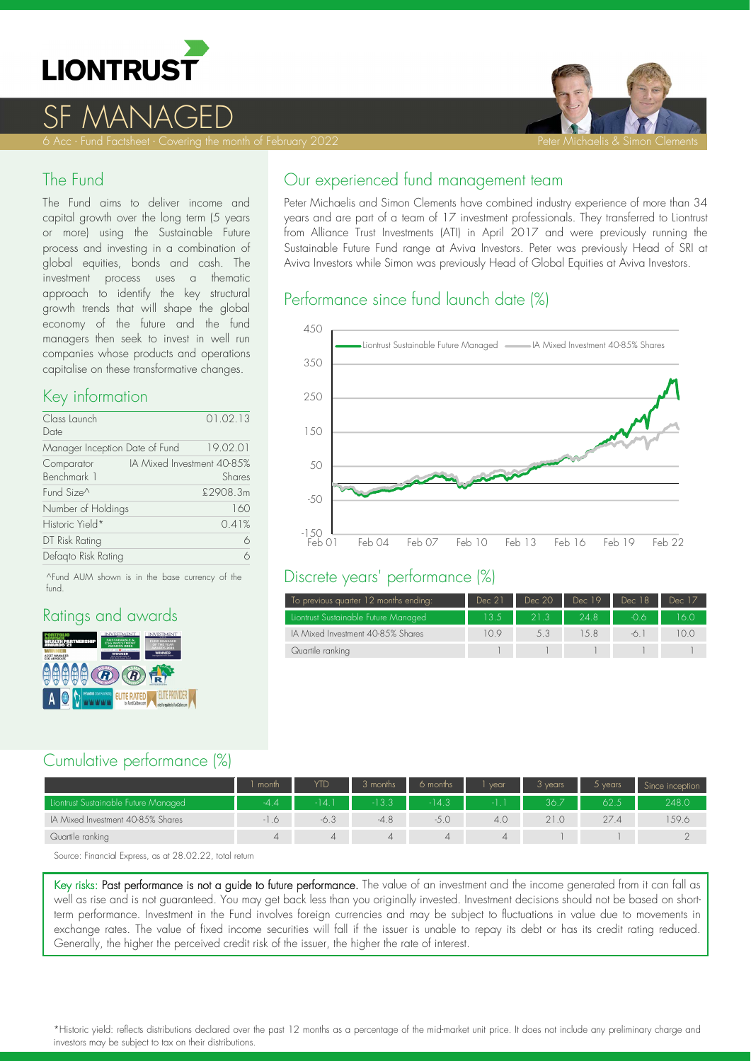# LIONTRUST

# SF MANAGED

6 Acc - Fund Factsheet - Covering the month of February 2022

Peter Michaelis & Simon Clements

## The Fund

The Fund aims to deliver income and capital growth over the long term (5 years or more) using the Sustainable Future process and investing in a combination of global equities, bonds and cash. The investment process uses a thematic approach to identify the key structural growth trends that will shape the global economy of the future and the fund managers then seek to invest in well run companies whose products and operations capitalise on these transformative changes.

## Key information

| | |
|---|---|
| Class Launch Date | 01.02.13 |
| Manager Inception Date of Fund | 19.02.01 |
| Comparator Benchmark 1 | IA Mixed Investment 40-85% Shares |
| Fund Size^ | £2908.3m |
| Number of Holdings | 160 |
| Historic Yield* | 0.41% |
| DT Risk Rating | 6 |
| Defaqto Risk Rating | 6 |

^Fund AUM shown is in the base currency of the fund.

## Ratings and awards

## Our experienced fund management team

Peter Michaelis and Simon Clements have combined industry experience of more than 34 years and are part of a team of 17 investment professionals. They transferred to Liontrust from Alliance Trust Investments (ATI) in April 2017 and were previously running the Sustainable Future Fund range at Aviva Investors. Peter was previously Head of SRI at Aviva Investors while Simon was previously Head of Global Equities at Aviva Investors.

## Performance since fund launch date (%)

Liontrust Sustainable Future Managed
IA Mixed Investment 40-85% Shares

450
350
250
150
50
-50
-150

Feb 01 Feb 04 Feb 07 Feb 10 Feb 13 Feb 16 Feb 19 Feb 22

## Discrete years' performance (%)

| To previous quarter 12 months ending: | Dec 21 | Dec 20 | Dec 19 | Dec 18 | Dec 17 |
|---|---|---|---|---|---|
| Liontrust Sustainable Future Managed | 13.5 | 21.3 | 24.8 | -0.6 | 16.0 |
| IA Mixed Investment 40-85% Shares | 10.9 | 5.3 | 15.8 | -6.1 | 10.0 |
| Quartile ranking | 1 | 1 | 1 | 1 | 1 |

## Cumulative performance (%)

| | 1 month | YTD | 3 months | 6 months | 1 year | 3 years | 5 years | Since inception |
|---|---|---|---|---|---|---|---|---|
| Liontrust Sustainable Future Managed | -4.4 | -14.1 | -13.3 | -14.3 | -1.1 | 36.7 | 62.5 | 248.0 |
| IA Mixed Investment 40-85% Shares | -1.6 | -6.3 | -4.8 | -5.0 | 4.0 | 21.0 | 27.4 | 159.6 |
| Quartile ranking | 4 | 4 | 4 | 4 | 4 | 1 | 1 | 2 |

Source: Financial Express, as at 28.02.22, total return

**Key risks: Past performance is not a guide to future performance.** The value of an investment and the income generated from it can fall as well as rise and is not guaranteed. You may get back less than you originally invested. Investment decisions should not be based on short-term performance. Investment in the Fund involves foreign currencies and may be subject to fluctuations in value due to movements in exchange rates. The value of fixed income securities will fall if the issuer is unable to repay its debt or has its credit rating reduced. Generally, the higher the perceived credit risk of the issuer, the higher the rate of interest.

*Historic yield: reflects distributions declared over the past 12 months as a percentage of the mid-market unit price. It does not include any preliminary charge and investors may be subject to tax on their distributions.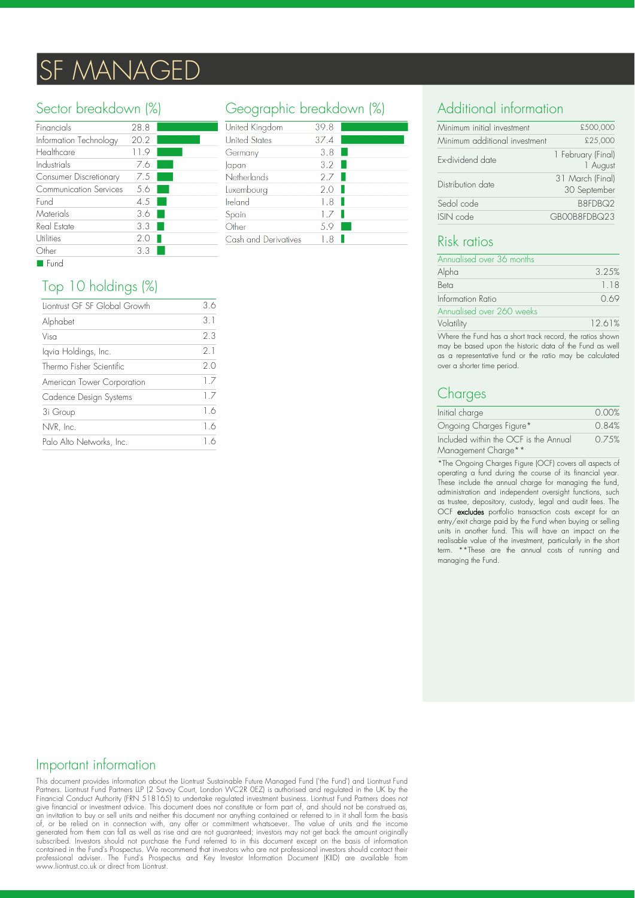# SF MANAGED

## Sector breakdown (%)

| | |
|---|---|
| Financials | 28.8 |
| Information Technology | 20.2 |
| Healthcare | 11.9 |
| Industrials | 7.6 |
| Consumer Discretionary | 7.5 |
| Communication Services | 5.6 |
| Fund | 4.5 |
| Materials | 3.6 |
| Real Estate | 3.3 |
| Utilities | 2.0 |
| Other | 3.3 |

Fund

## Geographic breakdown (%)

| | |
|---|---|
| United Kingdom | 39.8 |
| United States | 37.4 |
| Germany | 3.8 |
| Japan | 3.2 |
| Netherlands | 2.7 |
| Luxembourg | 2.0 |
| Ireland | 1.8 |
| Spain | 1.7 |
| Other | 5.9 |
| Cash and Derivatives | 1.8 |

## Top 10 holdings (%)

| | |
|---|---|
| Liontrust GF SF Global Growth | 3.6 |
| Alphabet | 3.1 |
| Visa | 2.3 |
| Iqvia Holdings, Inc. | 2.1 |
| Thermo Fisher Scientific | 2.0 |
| American Tower Corporation | 1.7 |
| Cadence Design Systems | 1.7 |
| 3i Group | 1.6 |
| NVR, Inc. | 1.6 |
| Palo Alto Networks, Inc. | 1.6 |

## Additional information

| | |
|---|---|
| Minimum initial investment | £500,000 |
| Minimum additional investment | £25,000 |
| Ex-dividend date | 1 February (Final) 1 August |
| Distribution date | 31 March (Final) 30 September |
| Sedol code | B8FDBQ2 |
| ISIN code | GB00B8FDBQ23 |

## Risk ratios

| | |
|---|---|
| Annualised over 36 months | |
| Alpha | 3.25% |
| Beta | 1.18 |
| Information Ratio | 0.69 |
| Annualised over 260 weeks | |
| Volatility | 12.61% |

Where the Fund has a short track record, the ratios shown may be based upon the historic data of the Fund as well as a representative fund or the ratio may be calculated over a shorter time period.

## Charges

| | |
|---|---|
| Initial charge | 0.00% |
| Ongoing Charges Figure* | 0.84% |
| Included within the OCF is the Annual Management Charge** | 0.75% |

*The Ongoing Charges Figure (OCF) covers all aspects of operating a fund during the course of its financial year. These include the annual charge for managing the fund, administration and independent oversight functions, such as trustee, depository, custody, legal and audit fees. The OCF **excludes** portfolio transaction costs except for an entry/exit charge paid by the Fund when buying or selling units in another fund. This will have an impact on the realisable value of the investment, particularly in the short term. **These are the annual costs of running and managing the Fund.

## Important information

This document provides information about the Liontrust Sustainable Future Managed Fund ('the Fund') and Liontrust Fund Partners. Liontrust Fund Partners LLP (2 Savoy Court, London WC2R 0EZ) is authorised and regulated in the UK by the Financial Conduct Authority (FRN 518165) to undertake regulated investment business. Liontrust Fund Partners does not give financial or investment advice. This document does not constitute or form part of, and should not be construed as, an invitation to buy or sell units and neither this document nor anything contained or referred to in it shall form the basis of, or be relied on in connection with, any offer or commitment whatsoever. The value of units and the income generated from them can fall as well as rise and are not guaranteed; investors may not get back the amount originally subscribed. Investors should not purchase the Fund referred to in this document except on the basis of information contained in the Fund's Prospectus. We recommend that investors who are not professional investors should contact their professional adviser. The Fund's Prospectus and Key Investor Information Document (KIID) are available from www.liontrust.co.uk or direct from Liontrust.